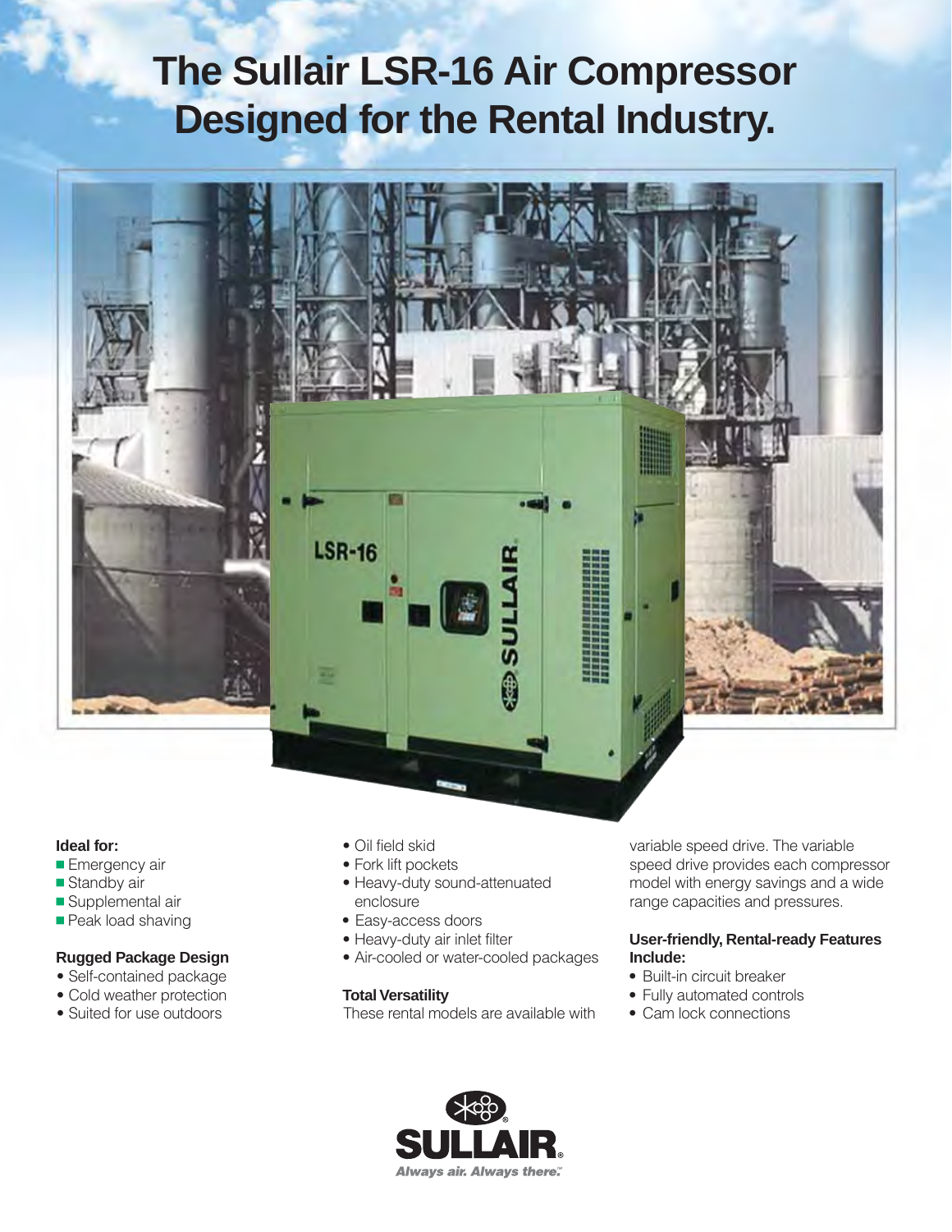# The Sullair LSR-16 Air Compressor Designed for the Rental Industry.

**Ideal for:**

- Emergency air
- Standby air
- Supplemental air
- Peak load shaving

### Rugged Package Design

- Self-contained package
- Cold weather protection
- Suited for use outdoors
- Oil field skid
- Fork lift pockets
- Heavy-duty sound-attenuated enclosure
- Easy-access doors
- Heavy-duty air inlet filter
- Air-cooled or water-cooled packages

### Total Versatility

These rental models are available with variable speed drive. The variable speed drive provides each compressor model with energy savings and a wide range capacities and pressures.

### User-friendly, Rental-ready Features Include:

- Built-in circuit breaker
- Fully automated controls
- Cam lock connections

SULLAIR®

*Always air. Always there.*℠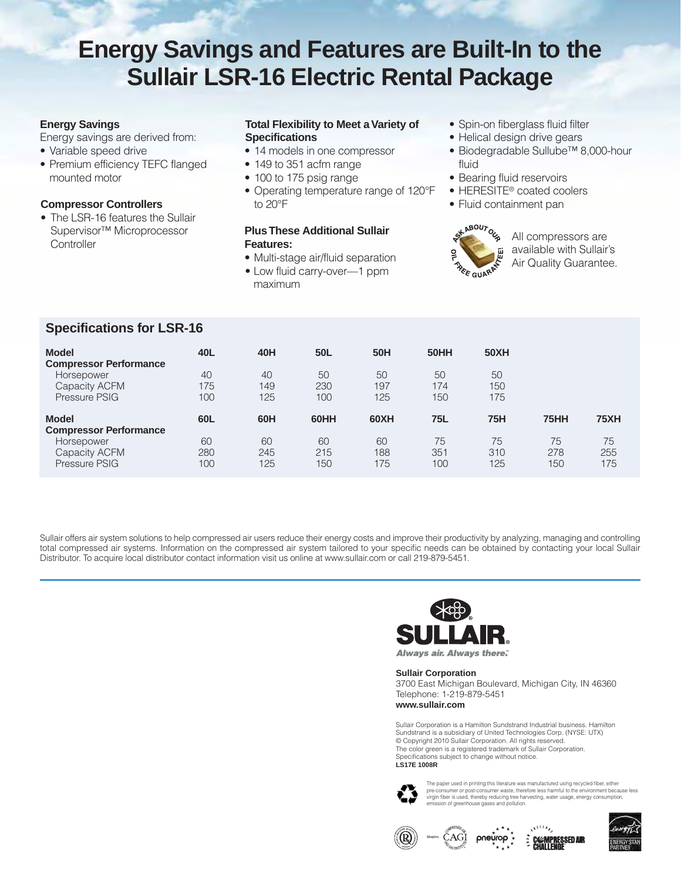# Energy Savings and Features are Built-In to the Sullair LSR-16 Electric Rental Package

### Energy Savings

Energy savings are derived from:

- Variable speed drive
- Premium efficiency TEFC flanged mounted motor

### Compressor Controllers

- The LSR-16 features the Sullair Supervisor™ Microprocessor Controller

### Total Flexibility to Meet a Variety of Specifications

- 14 models in one compressor
- 149 to 351 acfm range
- 100 to 175 psig range
- Operating temperature range of 120°F to 20°F

### Plus These Additional Sullair Features:

- Multi-stage air/fluid separation
- Low fluid carry-over—1 ppm maximum
- Spin-on fiberglass fluid filter
- Helical design drive gears
- Biodegradable Sullube™ 8,000-hour fluid
- Bearing fluid reservoirs
- HERESITE® coated coolers
- Fluid containment pan

ASK ABOUT OUR OIL FREE GUARANTEE!

All compressors are available with Sullair's Air Quality Guarantee.

## Specifications for LSR-16

| Model | 40L | 40H | 50L | 50H | 50HH | 50XH | | |
|---|---|---|---|---|---|---|---|---|
| **Compressor Performance** | | | | | | | | |
| Horsepower | 40 | 40 | 50 | 50 | 50 | 50 | | |
| Capacity ACFM | 175 | 149 | 230 | 197 | 174 | 150 | | |
| Pressure PSIG | 100 | 125 | 100 | 125 | 150 | 175 | | |
| **Model** | **60L** | **60H** | **60HH** | **60XH** | **75L** | **75H** | **75HH** | **75XH** |
| **Compressor Performance** | | | | | | | | |
| Horsepower | 60 | 60 | 60 | 60 | 75 | 75 | 75 | 75 |
| Capacity ACFM | 280 | 245 | 215 | 188 | 351 | 310 | 278 | 255 |
| Pressure PSIG | 100 | 125 | 150 | 175 | 100 | 125 | 150 | 175 |

Sullair offers air system solutions to help compressed air users reduce their energy costs and improve their productivity by analyzing, managing and controlling total compressed air systems. Information on the compressed air system tailored to your specific needs can be obtained by contacting your local Sullair Distributor. To acquire local distributor contact information visit us online at www.sullair.com or call 219-879-5451.

SULLAIR®

*Always air. Always there.™*

**Sullair Corporation**
3700 East Michigan Boulevard, Michigan City, IN 46360
Telephone: 1-219-879-5451
**www.sullair.com**

Sullair Corporation is a Hamilton Sundstrand Industrial business. Hamilton Sundstrand is a subsidiary of United Technologies Corp. (NYSE: UTX)
© Copyright 2010 Sullair Corporation. All rights reserved.
The color green is a registered trademark of Sullair Corporation.
Specifications subject to change without notice.
**LS17E 1008R**

The paper used in printing this literature was manufactured using recycled fiber, either pre-consumer or post-consumer waste, therefore less harmful to the environment because less virgin fiber is used, thereby reducing tree harvesting, water usage, energy consumption, emission of greenhouse gases and pollution.

Member: CAGI · pneurop · Compressed Air Challenge · Energy Star Partner